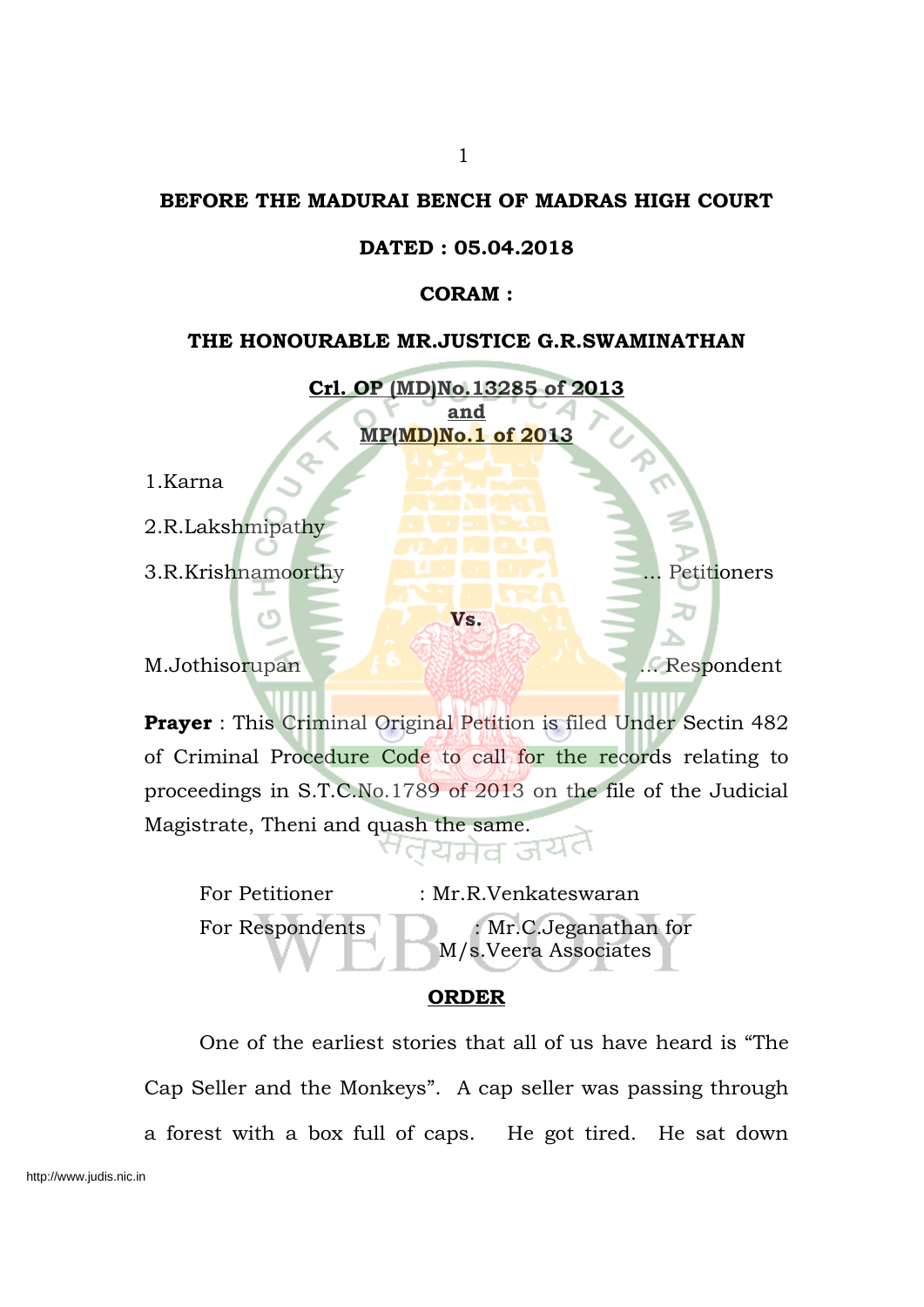**BEFORE THE MADURAI BENCH OF MADRAS HIGH COURT**

**DATED : 05.04.2018**

**CORAM :**

**THE HONOURABLE MR.JUSTICE G.R.SWAMINATHAN**

**Crl. OP (MD)No.13285 of 2013**
**and**
**MP(MD)No.1 of 2013**

1.Karna

2.R.Lakshmipathy

3.R.Krishnamoorthy ... Petitioners

**Vs.**

M.Jothisorupan ... Respondent

**Prayer** : This Criminal Original Petition is filed Under Sectin 482 of Criminal Procedure Code to call for the records relating to proceedings in S.T.C.No.1789 of 2013 on the file of the Judicial Magistrate, Theni and quash the same.

For Petitioner : Mr.R.Venkateswaran

For Respondents : Mr.C.Jeganathan for M/s.Veera Associates

**ORDER**

One of the earliest stories that all of us have heard is "The Cap Seller and the Monkeys". A cap seller was passing through a forest with a box full of caps. He got tired. He sat down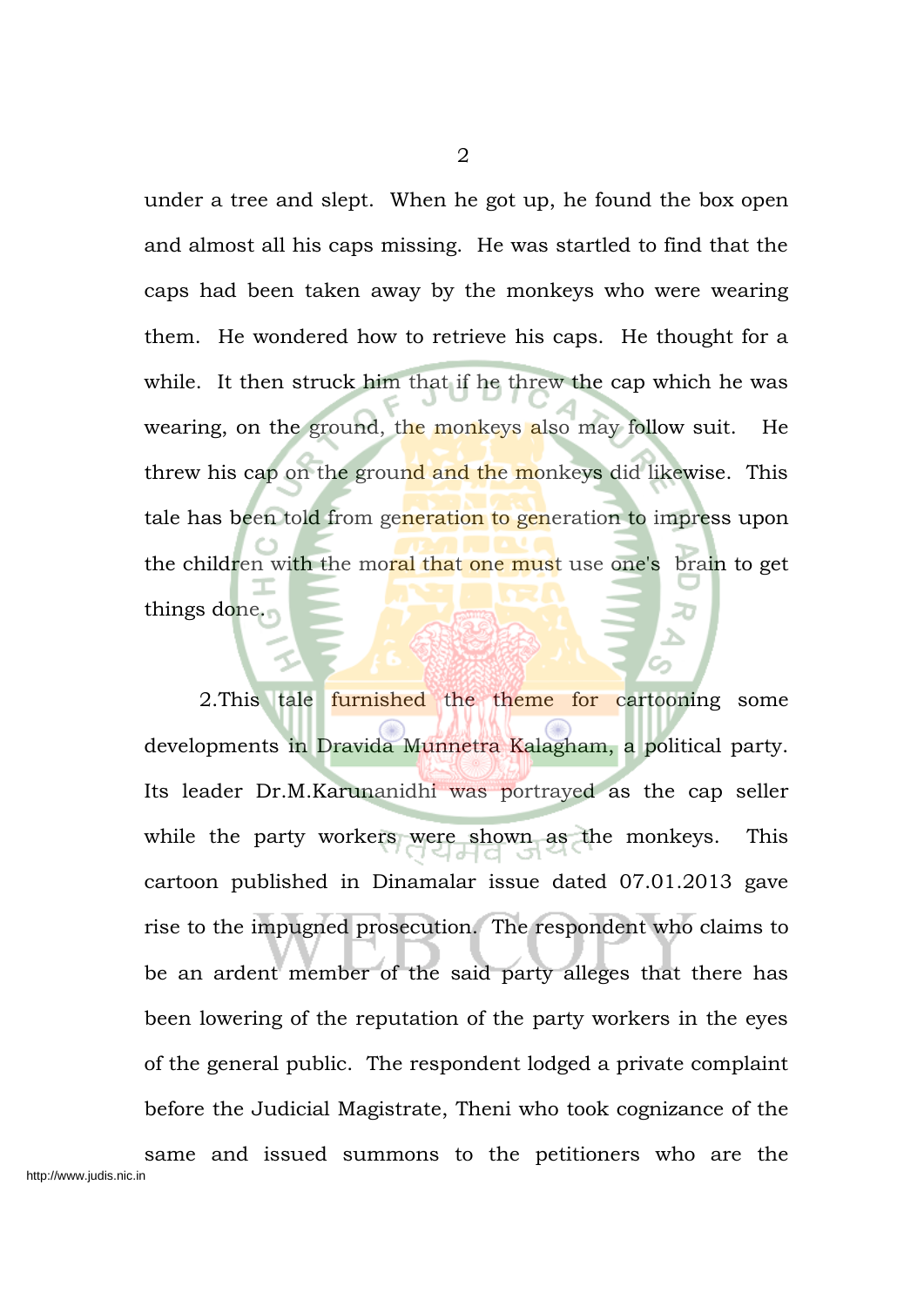under a tree and slept. When he got up, he found the box open and almost all his caps missing. He was startled to find that the caps had been taken away by the monkeys who were wearing them. He wondered how to retrieve his caps. He thought for a while. It then struck him that if he threw the cap which he was wearing, on the ground, the monkeys also may follow suit. He threw his cap on the ground and the monkeys did likewise. This tale has been told from generation to generation to impress upon the children with the moral that one must use one's brain to get things done.

2.This tale furnished the theme for cartooning some developments in Dravida Munnetra Kalagham, a political party. Its leader Dr.M.Karunanidhi was portrayed as the cap seller while the party workers were shown as the monkeys. This cartoon published in Dinamalar issue dated 07.01.2013 gave rise to the impugned prosecution. The respondent who claims to be an ardent member of the said party alleges that there has been lowering of the reputation of the party workers in the eyes of the general public. The respondent lodged a private complaint before the Judicial Magistrate, Theni who took cognizance of the same and issued summons to the petitioners who are the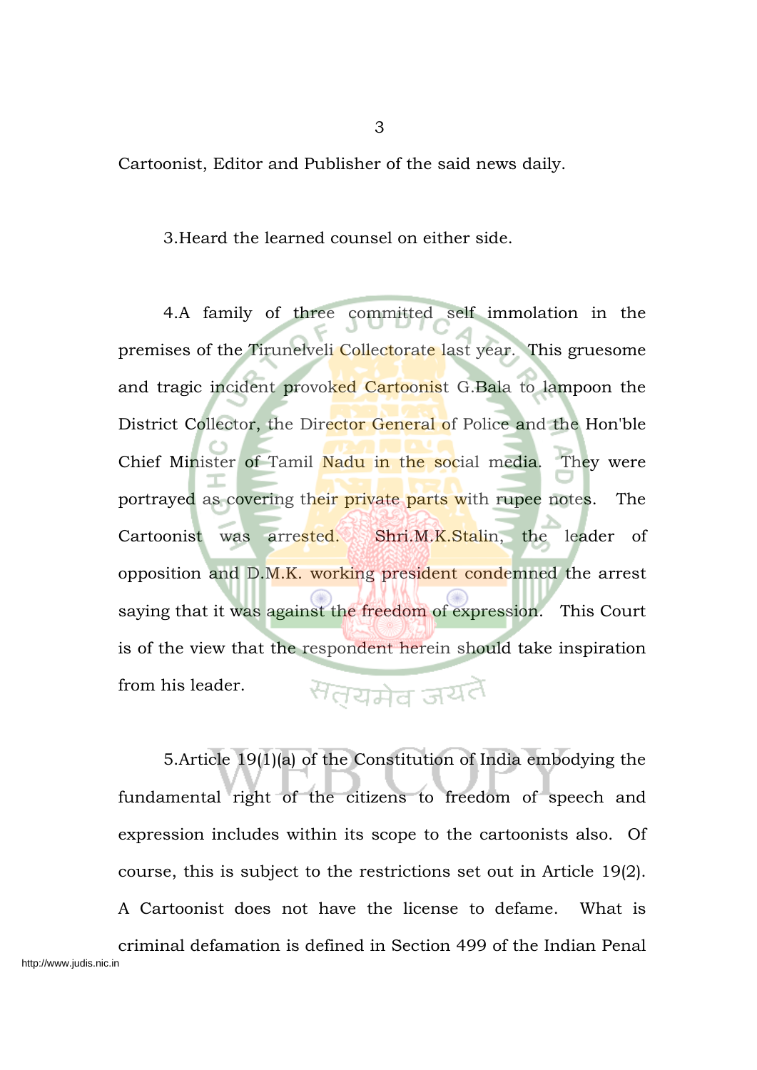Cartoonist, Editor and Publisher of the said news daily.

3.Heard the learned counsel on either side.

4.A family of three committed self immolation in the premises of the Tirunelveli Collectorate last year. This gruesome and tragic incident provoked Cartoonist G.Bala to lampoon the District Collector, the Director General of Police and the Hon'ble Chief Minister of Tamil Nadu in the social media. They were portrayed as covering their private parts with rupee notes. The Cartoonist was arrested. Shri.M.K.Stalin, the leader of opposition and D.M.K. working president condemned the arrest saying that it was against the freedom of expression. This Court is of the view that the respondent herein should take inspiration from his leader.

5.Article 19(1)(a) of the Constitution of India embodying the fundamental right of the citizens to freedom of speech and expression includes within its scope to the cartoonists also. Of course, this is subject to the restrictions set out in Article 19(2). A Cartoonist does not have the license to defame. What is criminal defamation is defined in Section 499 of the Indian Penal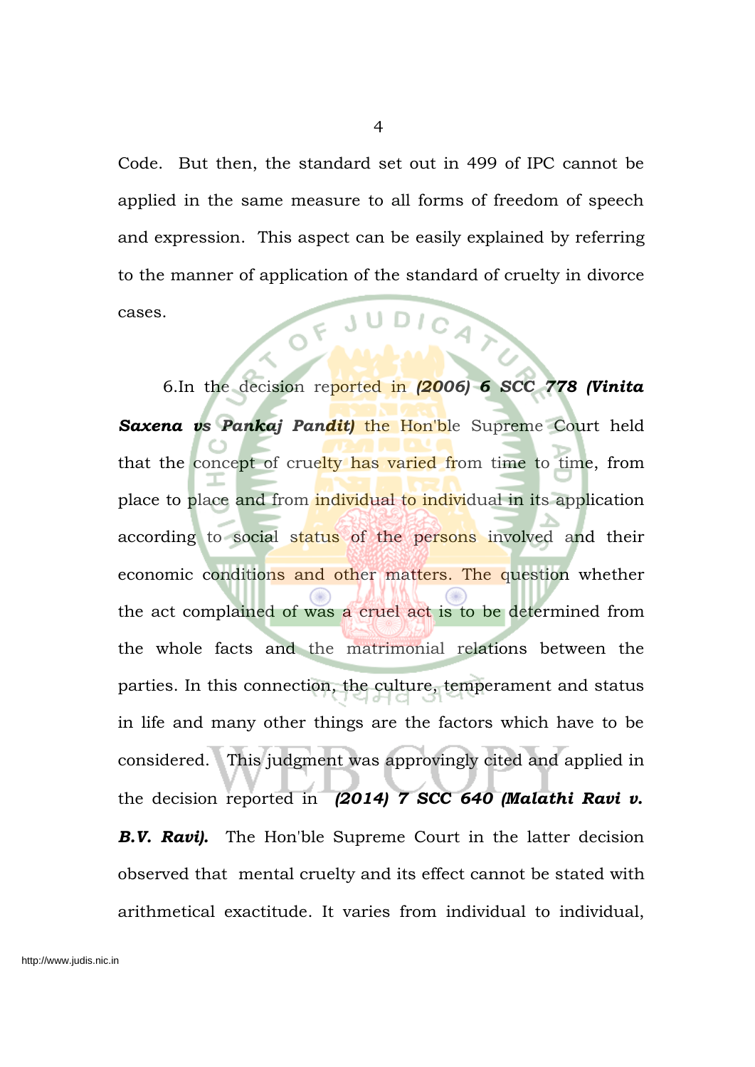Code. But then, the standard set out in 499 of IPC cannot be applied in the same measure to all forms of freedom of speech and expression. This aspect can be easily explained by referring to the manner of application of the standard of cruelty in divorce cases.

6.In the decision reported in ***(2006) 6 SCC 778 (Vinita Saxena vs Pankaj Pandit)*** the Hon'ble Supreme Court held that the concept of cruelty has varied from time to time, from place to place and from individual to individual in its application according to social status of the persons involved and their economic conditions and other matters. The question whether the act complained of was a cruel act is to be determined from the whole facts and the matrimonial relations between the parties. In this connection, the culture, temperament and status in life and many other things are the factors which have to be considered. This judgment was approvingly cited and applied in the decision reported in ***(2014) 7 SCC 640 (Malathi Ravi v. B.V. Ravi).*** The Hon'ble Supreme Court in the latter decision observed that mental cruelty and its effect cannot be stated with arithmetical exactitude. It varies from individual to individual,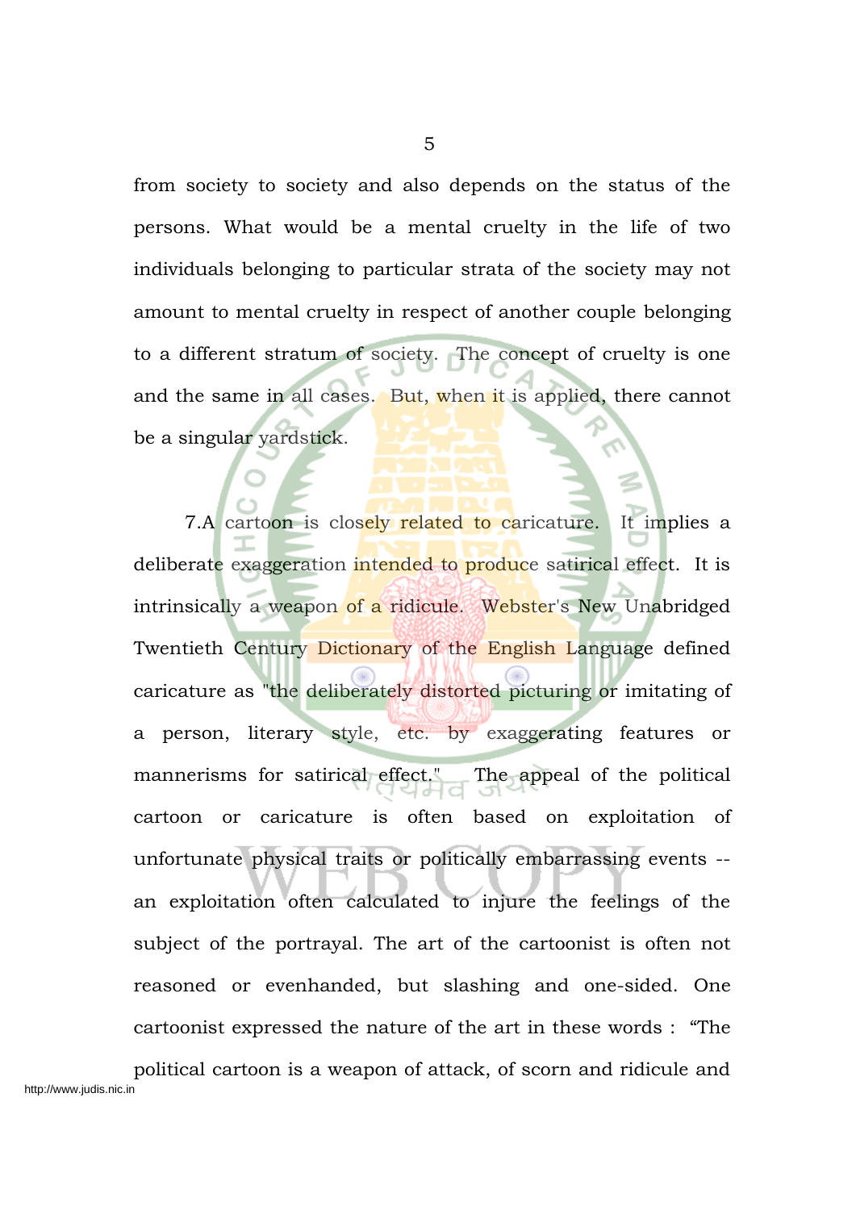from society to society and also depends on the status of the persons. What would be a mental cruelty in the life of two individuals belonging to particular strata of the society may not amount to mental cruelty in respect of another couple belonging to a different stratum of society. The concept of cruelty is one and the same in all cases. But, when it is applied, there cannot be a singular yardstick.

7.A cartoon is closely related to caricature. It implies a deliberate exaggeration intended to produce satirical effect. It is intrinsically a weapon of a ridicule. Webster's New Unabridged Twentieth Century Dictionary of the English Language defined caricature as "the deliberately distorted picturing or imitating of a person, literary style, etc. by exaggerating features or mannerisms for satirical effect." The appeal of the political cartoon or caricature is often based on exploitation of unfortunate physical traits or politically embarrassing events -- an exploitation often calculated to injure the feelings of the subject of the portrayal. The art of the cartoonist is often not reasoned or evenhanded, but slashing and one-sided. One cartoonist expressed the nature of the art in these words : "The political cartoon is a weapon of attack, of scorn and ridicule and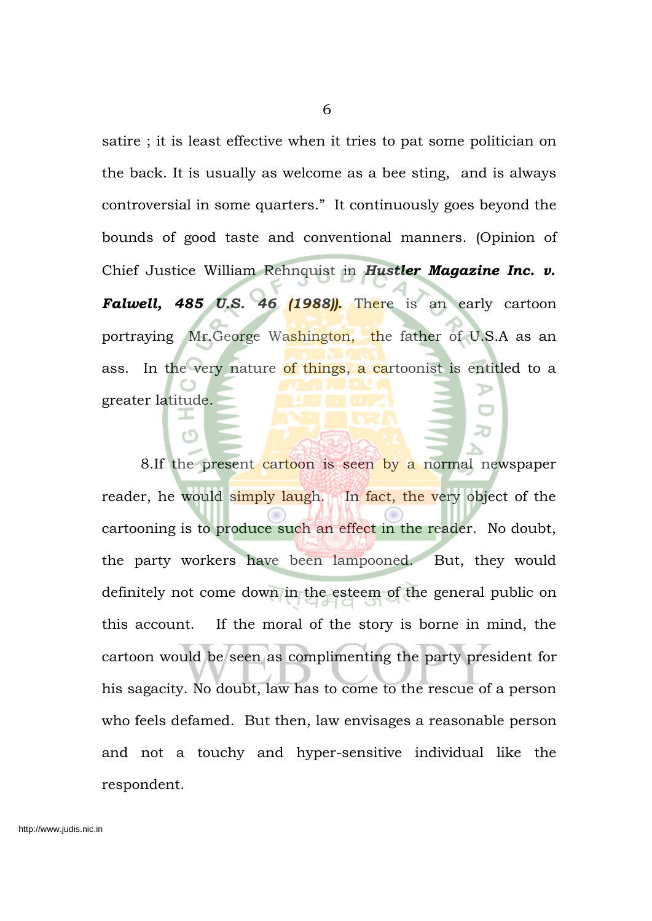satire ; it is least effective when it tries to pat some politician on the back. It is usually as welcome as a bee sting, and is always controversial in some quarters." It continuously goes beyond the bounds of good taste and conventional manners. (Opinion of Chief Justice William Rehnquist in ***Hustler Magazine Inc. v. Falwell, 485 U.S. 46 (1988)***). There is an early cartoon portraying Mr.George Washington, the father of U.S.A as an ass. In the very nature of things, a cartoonist is entitled to a greater latitude.

8.If the present cartoon is seen by a normal newspaper reader, he would simply laugh. In fact, the very object of the cartooning is to produce such an effect in the reader. No doubt, the party workers have been lampooned. But, they would definitely not come down in the esteem of the general public on this account. If the moral of the story is borne in mind, the cartoon would be seen as complimenting the party president for his sagacity. No doubt, law has to come to the rescue of a person who feels defamed. But then, law envisages a reasonable person and not a touchy and hyper-sensitive individual like the respondent.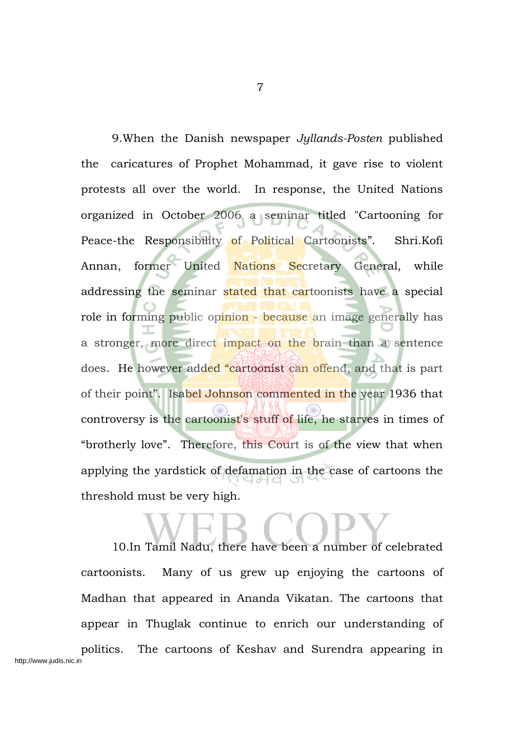9.When the Danish newspaper *Jyllands-Posten* published the caricatures of Prophet Mohammad, it gave rise to violent protests all over the world. In response, the United Nations organized in October 2006 a seminar titled "Cartooning for Peace-the Responsibility of Political Cartoonists". Shri.Kofi Annan, former United Nations Secretary General, while addressing the seminar stated that cartoonists have a special role in forming public opinion - because an image generally has a stronger, more direct impact on the brain than a sentence does. He however added "cartoonist can offend, and that is part of their point". Isabel Johnson commented in the year 1936 that controversy is the cartoonist's stuff of life, he starves in times of "brotherly love". Therefore, this Court is of the view that when applying the yardstick of defamation in the case of cartoons the threshold must be very high.

10.In Tamil Nadu, there have been a number of celebrated cartoonists. Many of us grew up enjoying the cartoons of Madhan that appeared in Ananda Vikatan. The cartoons that appear in Thuglak continue to enrich our understanding of politics. The cartoons of Keshav and Surendra appearing in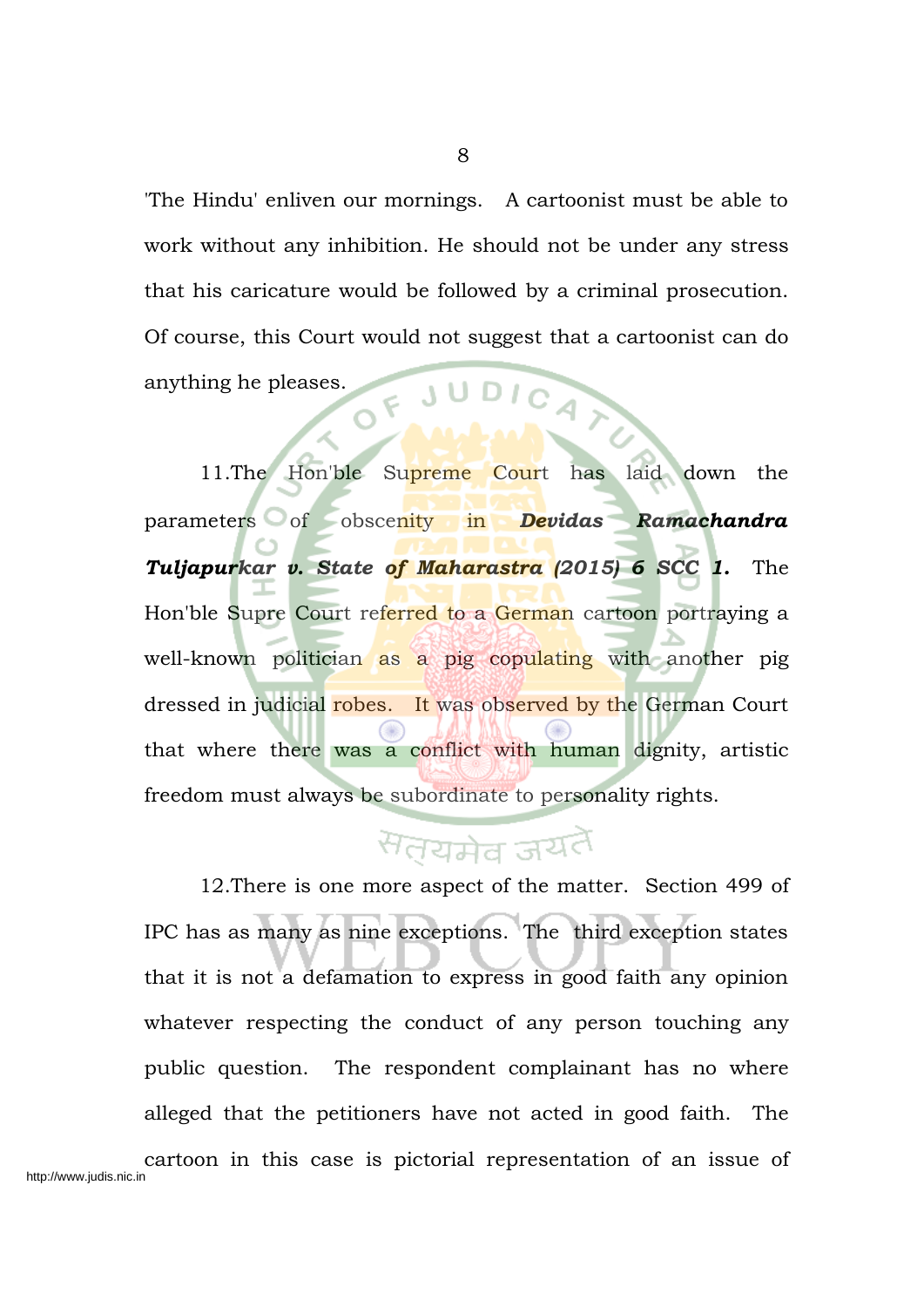'The Hindu' enliven our mornings. A cartoonist must be able to work without any inhibition. He should not be under any stress that his caricature would be followed by a criminal prosecution. Of course, this Court would not suggest that a cartoonist can do anything he pleases.

11.The Hon'ble Supreme Court has laid down the parameters of obscenity in ***Devidas Ramachandra Tuljapurkar v. State of Maharastra (2015) 6 SCC 1.*** The Hon'ble Supre Court referred to a German cartoon portraying a well-known politician as a pig copulating with another pig dressed in judicial robes. It was observed by the German Court that where there was a conflict with human dignity, artistic freedom must always be subordinate to personality rights.

12.There is one more aspect of the matter. Section 499 of IPC has as many as nine exceptions. The third exception states that it is not a defamation to express in good faith any opinion whatever respecting the conduct of any person touching any public question. The respondent complainant has no where alleged that the petitioners have not acted in good faith. The cartoon in this case is pictorial representation of an issue of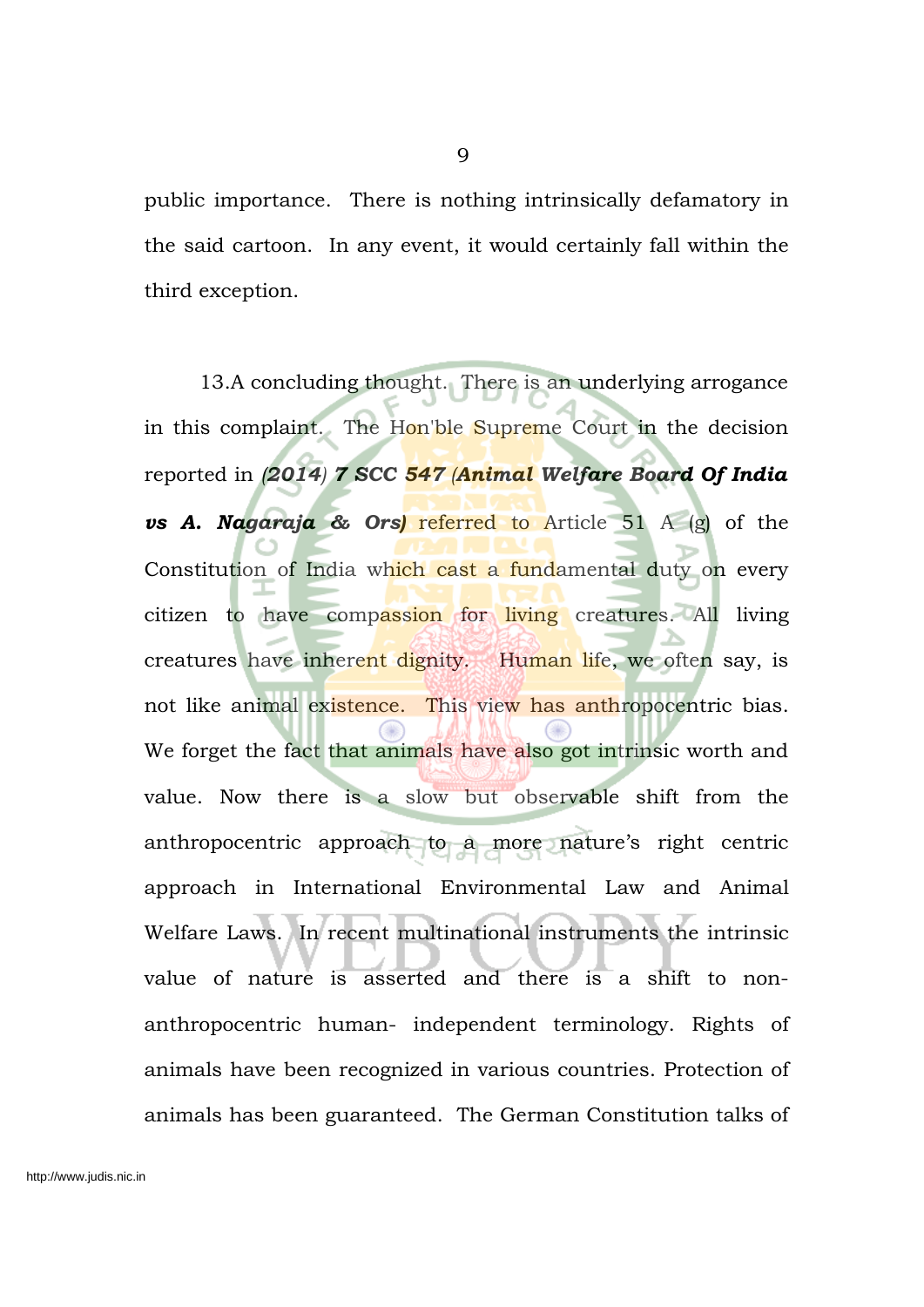public importance. There is nothing intrinsically defamatory in the said cartoon. In any event, it would certainly fall within the third exception.

13.A concluding thought. There is an underlying arrogance in this complaint. The Hon'ble Supreme Court in the decision reported in ***(2014) 7 SCC 547 (Animal Welfare Board Of India vs A. Nagaraja & Ors)*** referred to Article 51 A (g) of the Constitution of India which cast a fundamental duty on every citizen to have compassion for living creatures. All living creatures have inherent dignity. Human life, we often say, is not like animal existence. This view has anthropocentric bias. We forget the fact that animals have also got intrinsic worth and value. Now there is a slow but observable shift from the anthropocentric approach to a more nature's right centric approach in International Environmental Law and Animal Welfare Laws. In recent multinational instruments the intrinsic value of nature is asserted and there is a shift to non-anthropocentric human- independent terminology. Rights of animals have been recognized in various countries. Protection of animals has been guaranteed. The German Constitution talks of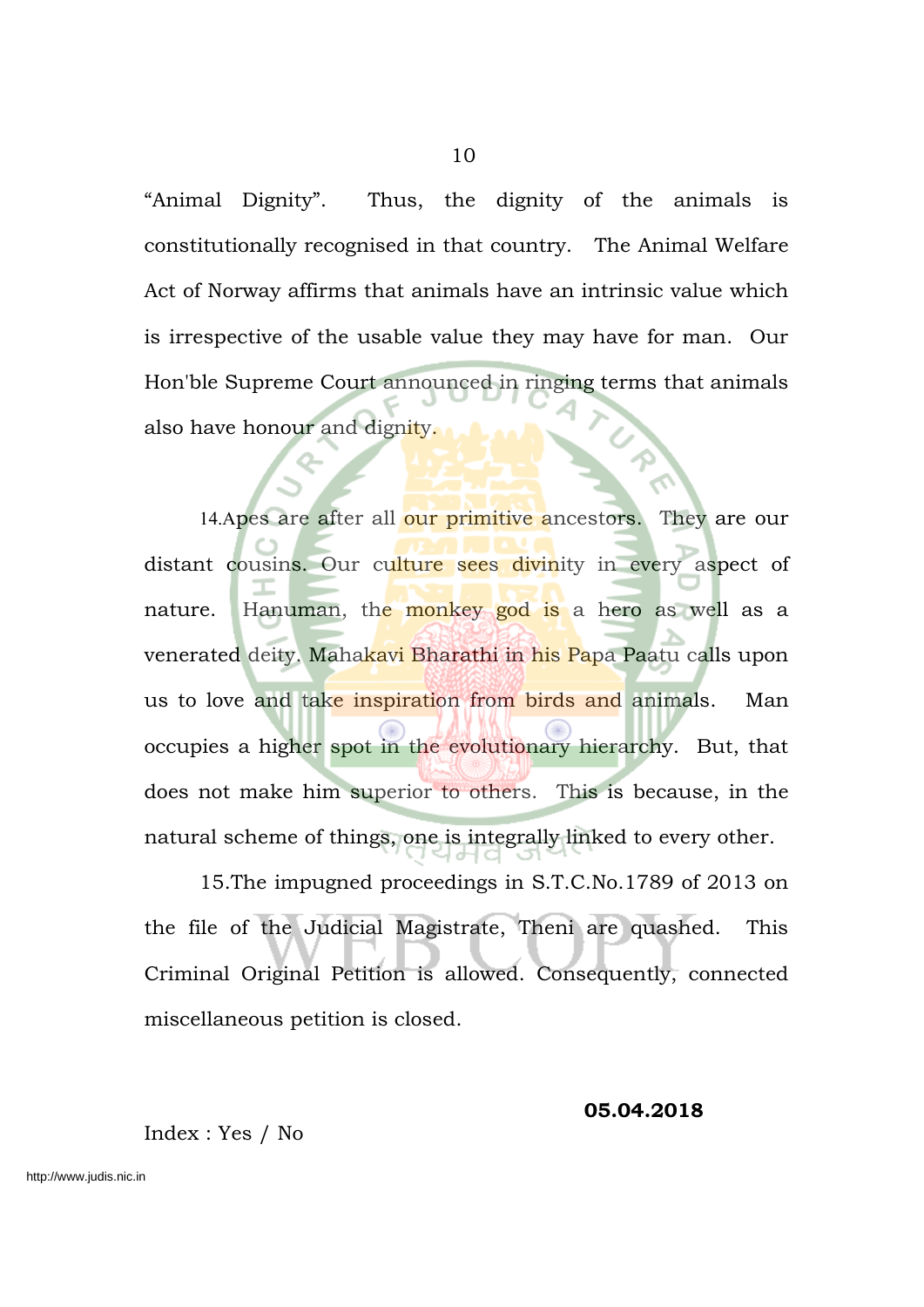"Animal Dignity". Thus, the dignity of the animals is constitutionally recognised in that country. The Animal Welfare Act of Norway affirms that animals have an intrinsic value which is irrespective of the usable value they may have for man. Our Hon'ble Supreme Court announced in ringing terms that animals also have honour and dignity.

14.Apes are after all our primitive ancestors. They are our distant cousins. Our culture sees divinity in every aspect of nature. Hanuman, the monkey god is a hero as well as a venerated deity. Mahakavi Bharathi in his Papa Paatu calls upon us to love and take inspiration from birds and animals. Man occupies a higher spot in the evolutionary hierarchy. But, that does not make him superior to others. This is because, in the natural scheme of things, one is integrally linked to every other.

15.The impugned proceedings in S.T.C.No.1789 of 2013 on the file of the Judicial Magistrate, Theni are quashed. This Criminal Original Petition is allowed. Consequently, connected miscellaneous petition is closed.

**05.04.2018**

Index : Yes / No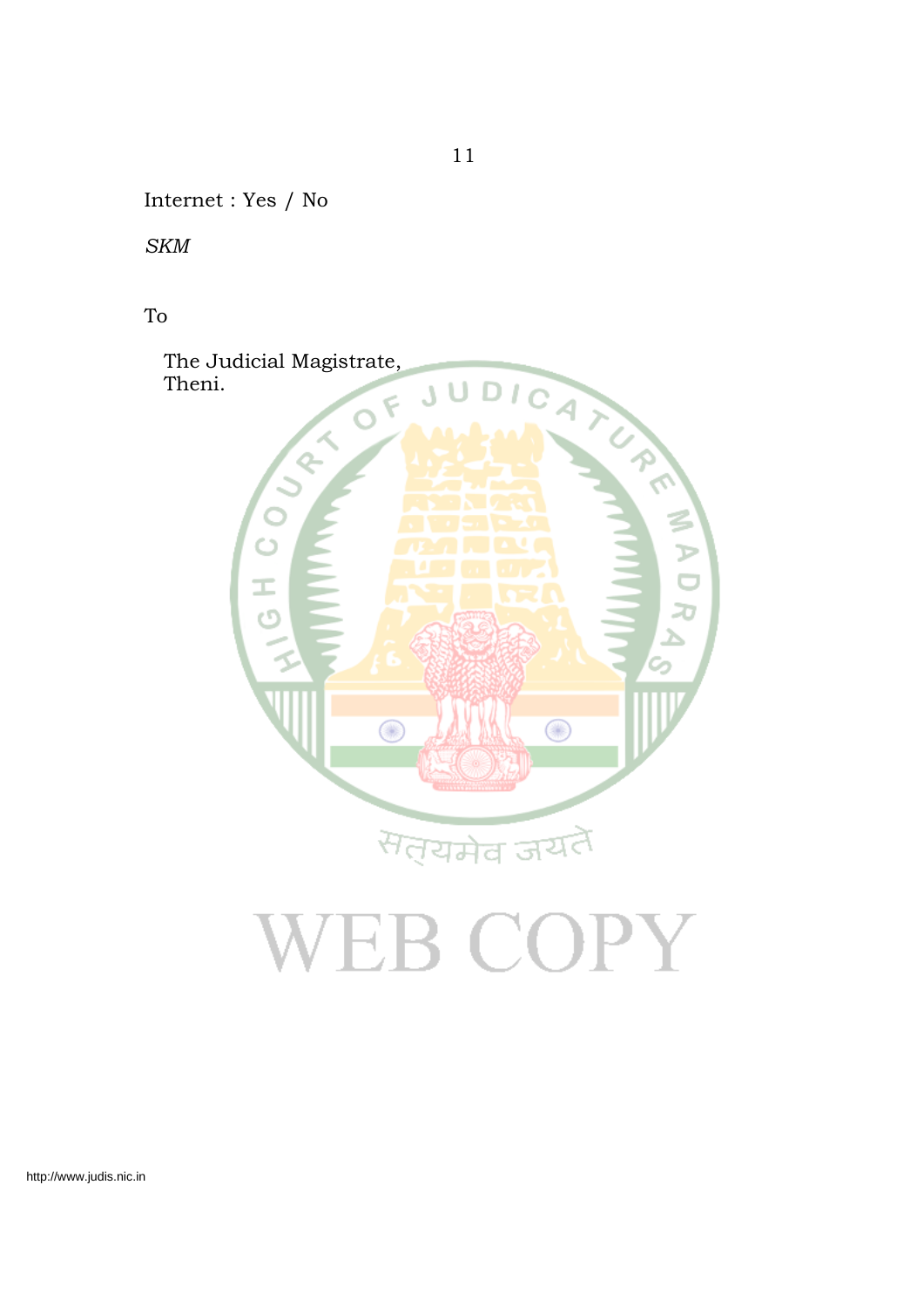Internet : Yes / No

*SKM*

To

The Judicial Magistrate,
Theni.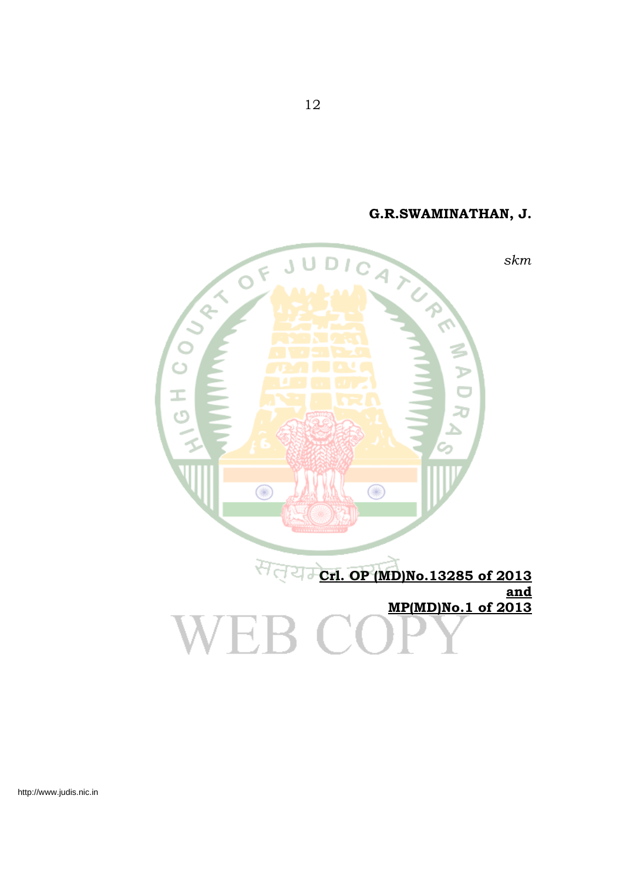**G.R.SWAMINATHAN, J.**

*skm*

**<u>Crl. OP (MD)No.13285 of 2013</u>**
**<u>and</u>**
**<u>MP(MD)No.1 of 2013</u>**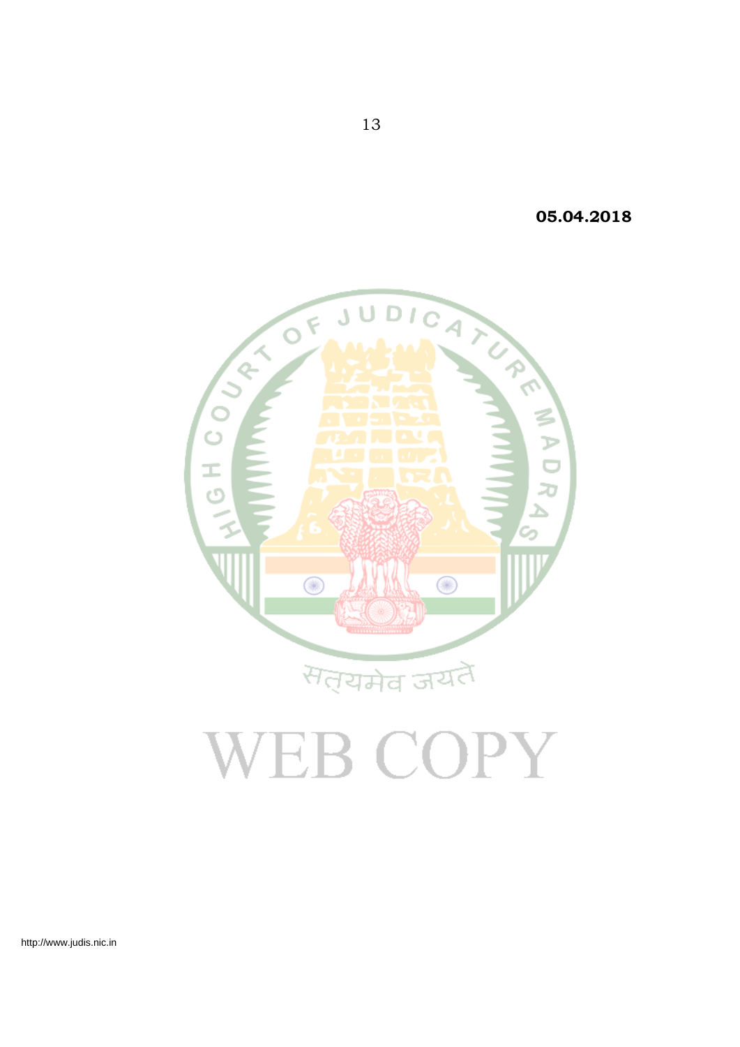**05.04.2018**